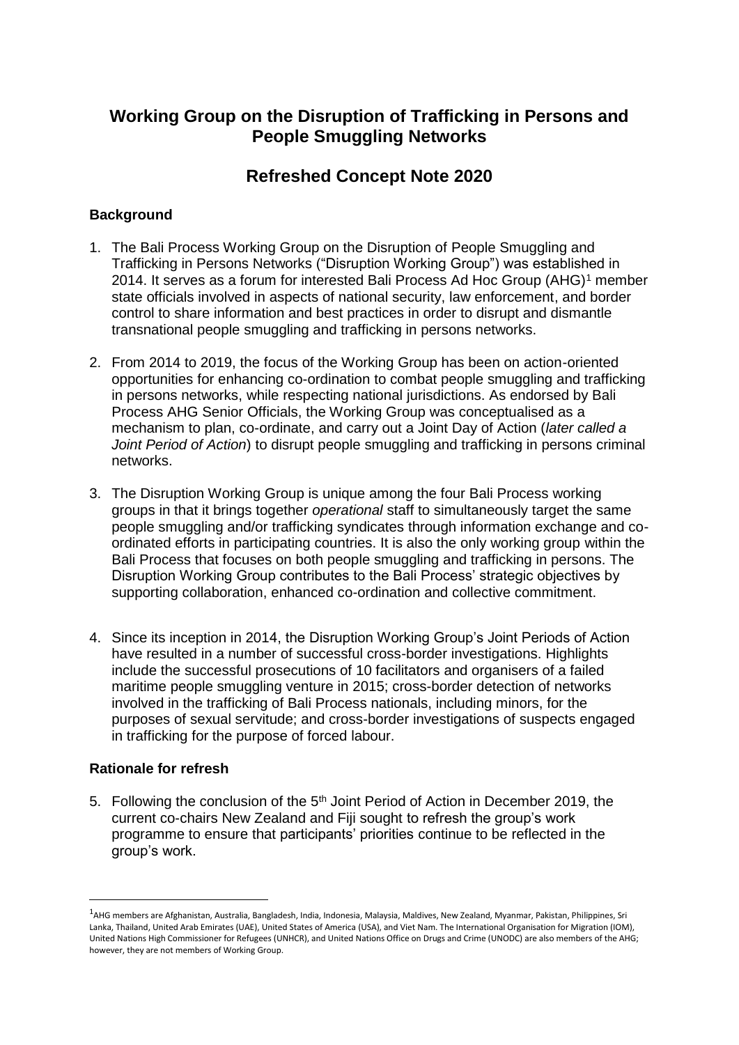# Working Group on the Disruption of Trafficking in Persons and People Smuggling Networks

## Refreshed Concept Note 2020

### Background

1. The Bali Process Working Group on the Disruption of People Smuggling and Trafficking in Persons Networks ("Disruption Working Group") was established in 2014. It serves as a forum for interested Bali Process Ad Hoc Group (AHG)[1] member state officials involved in aspects of national security, law enforcement, and border control to share information and best practices in order to disrupt and dismantle transnational people smuggling and trafficking in persons networks.

2. From 2014 to 2019, the focus of the Working Group has been on action-oriented opportunities for enhancing co-ordination to combat people smuggling and trafficking in persons networks, while respecting national jurisdictions. As endorsed by Bali Process AHG Senior Officials, the Working Group was conceptualised as a mechanism to plan, co-ordinate, and carry out a Joint Day of Action (*later called a Joint Period of Action*) to disrupt people smuggling and trafficking in persons criminal networks.

3. The Disruption Working Group is unique among the four Bali Process working groups in that it brings together *operational* staff to simultaneously target the same people smuggling and/or trafficking syndicates through information exchange and co-ordinated efforts in participating countries. It is also the only working group within the Bali Process that focuses on both people smuggling and trafficking in persons. The Disruption Working Group contributes to the Bali Process' strategic objectives by supporting collaboration, enhanced co-ordination and collective commitment.

4. Since its inception in 2014, the Disruption Working Group's Joint Periods of Action have resulted in a number of successful cross-border investigations. Highlights include the successful prosecutions of 10 facilitators and organisers of a failed maritime people smuggling venture in 2015; cross-border detection of networks involved in the trafficking of Bali Process nationals, including minors, for the purposes of sexual servitude; and cross-border investigations of suspects engaged in trafficking for the purpose of forced labour.

### Rationale for refresh

5. Following the conclusion of the 5th Joint Period of Action in December 2019, the current co-chairs New Zealand and Fiji sought to refresh the group's work programme to ensure that participants' priorities continue to be reflected in the group's work.

---

[1] AHG members are Afghanistan, Australia, Bangladesh, India, Indonesia, Malaysia, Maldives, New Zealand, Myanmar, Pakistan, Philippines, Sri Lanka, Thailand, United Arab Emirates (UAE), United States of America (USA), and Viet Nam. The International Organisation for Migration (IOM), United Nations High Commissioner for Refugees (UNHCR), and United Nations Office on Drugs and Crime (UNODC) are also members of the AHG; however, they are not members of Working Group.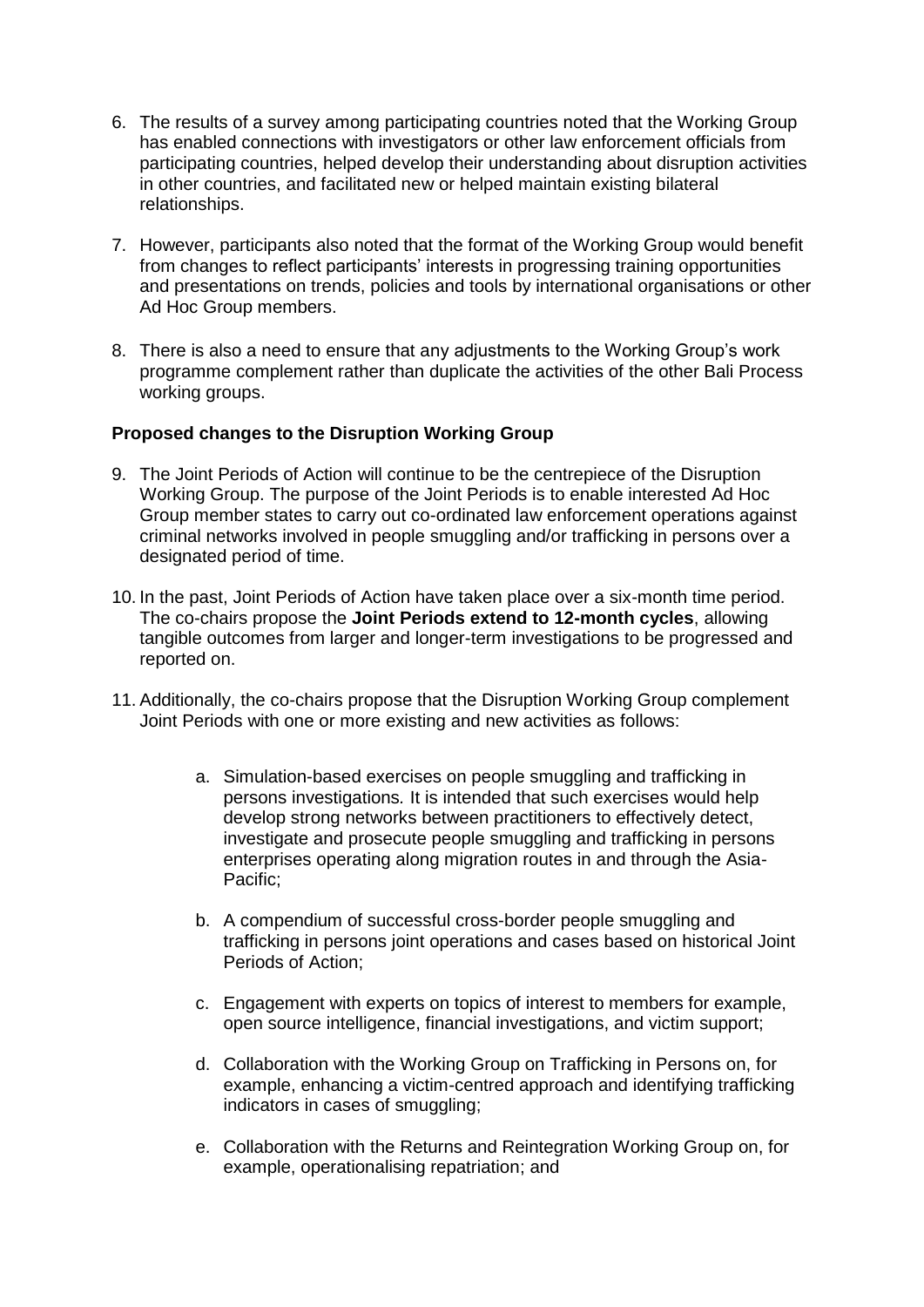6. The results of a survey among participating countries noted that the Working Group has enabled connections with investigators or other law enforcement officials from participating countries, helped develop their understanding about disruption activities in other countries, and facilitated new or helped maintain existing bilateral relationships.

7. However, participants also noted that the format of the Working Group would benefit from changes to reflect participants' interests in progressing training opportunities and presentations on trends, policies and tools by international organisations or other Ad Hoc Group members.

8. There is also a need to ensure that any adjustments to the Working Group's work programme complement rather than duplicate the activities of the other Bali Process working groups.

**Proposed changes to the Disruption Working Group**

9. The Joint Periods of Action will continue to be the centrepiece of the Disruption Working Group. The purpose of the Joint Periods is to enable interested Ad Hoc Group member states to carry out co-ordinated law enforcement operations against criminal networks involved in people smuggling and/or trafficking in persons over a designated period of time.

10. In the past, Joint Periods of Action have taken place over a six-month time period. The co-chairs propose the **Joint Periods extend to 12-month cycles**, allowing tangible outcomes from larger and longer-term investigations to be progressed and reported on.

11. Additionally, the co-chairs propose that the Disruption Working Group complement Joint Periods with one or more existing and new activities as follows:

    a. Simulation-based exercises on people smuggling and trafficking in persons investigations. It is intended that such exercises would help develop strong networks between practitioners to effectively detect, investigate and prosecute people smuggling and trafficking in persons enterprises operating along migration routes in and through the Asia-Pacific;

    b. A compendium of successful cross-border people smuggling and trafficking in persons joint operations and cases based on historical Joint Periods of Action;

    c. Engagement with experts on topics of interest to members for example, open source intelligence, financial investigations, and victim support;

    d. Collaboration with the Working Group on Trafficking in Persons on, for example, enhancing a victim-centred approach and identifying trafficking indicators in cases of smuggling;

    e. Collaboration with the Returns and Reintegration Working Group on, for example, operationalising repatriation; and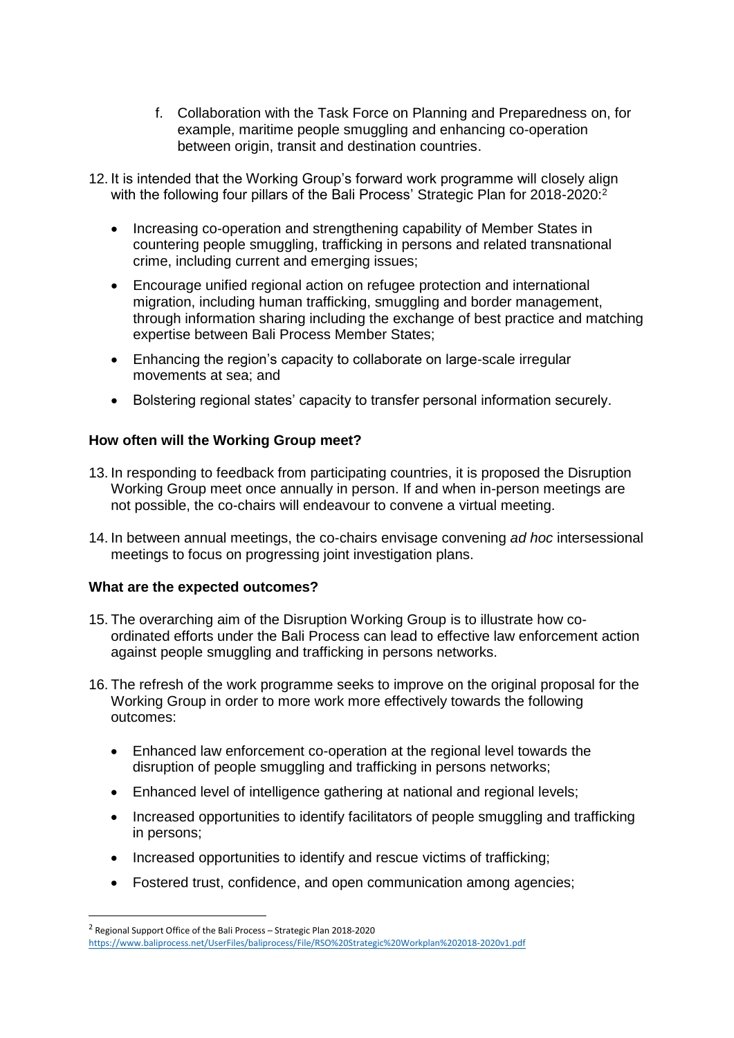f. Collaboration with the Task Force on Planning and Preparedness on, for example, maritime people smuggling and enhancing co-operation between origin, transit and destination countries.

12. It is intended that the Working Group's forward work programme will closely align with the following four pillars of the Bali Process' Strategic Plan for 2018-2020:[2]

    - Increasing co-operation and strengthening capability of Member States in countering people smuggling, trafficking in persons and related transnational crime, including current and emerging issues;
    - Encourage unified regional action on refugee protection and international migration, including human trafficking, smuggling and border management, through information sharing including the exchange of best practice and matching expertise between Bali Process Member States;
    - Enhancing the region's capacity to collaborate on large-scale irregular movements at sea; and
    - Bolstering regional states' capacity to transfer personal information securely.

**How often will the Working Group meet?**

13. In responding to feedback from participating countries, it is proposed the Disruption Working Group meet once annually in person. If and when in-person meetings are not possible, the co-chairs will endeavour to convene a virtual meeting.

14. In between annual meetings, the co-chairs envisage convening *ad hoc* intersessional meetings to focus on progressing joint investigation plans.

**What are the expected outcomes?**

15. The overarching aim of the Disruption Working Group is to illustrate how co-ordinated efforts under the Bali Process can lead to effective law enforcement action against people smuggling and trafficking in persons networks.

16. The refresh of the work programme seeks to improve on the original proposal for the Working Group in order to more work more effectively towards the following outcomes:

    - Enhanced law enforcement co-operation at the regional level towards the disruption of people smuggling and trafficking in persons networks;
    - Enhanced level of intelligence gathering at national and regional levels;
    - Increased opportunities to identify facilitators of people smuggling and trafficking in persons;
    - Increased opportunities to identify and rescue victims of trafficking;
    - Fostered trust, confidence, and open communication among agencies;

---

[2] Regional Support Office of the Bali Process – Strategic Plan 2018-2020
https://www.baliprocess.net/UserFiles/baliprocess/File/RSO%20Strategic%20Workplan%202018-2020v1.pdf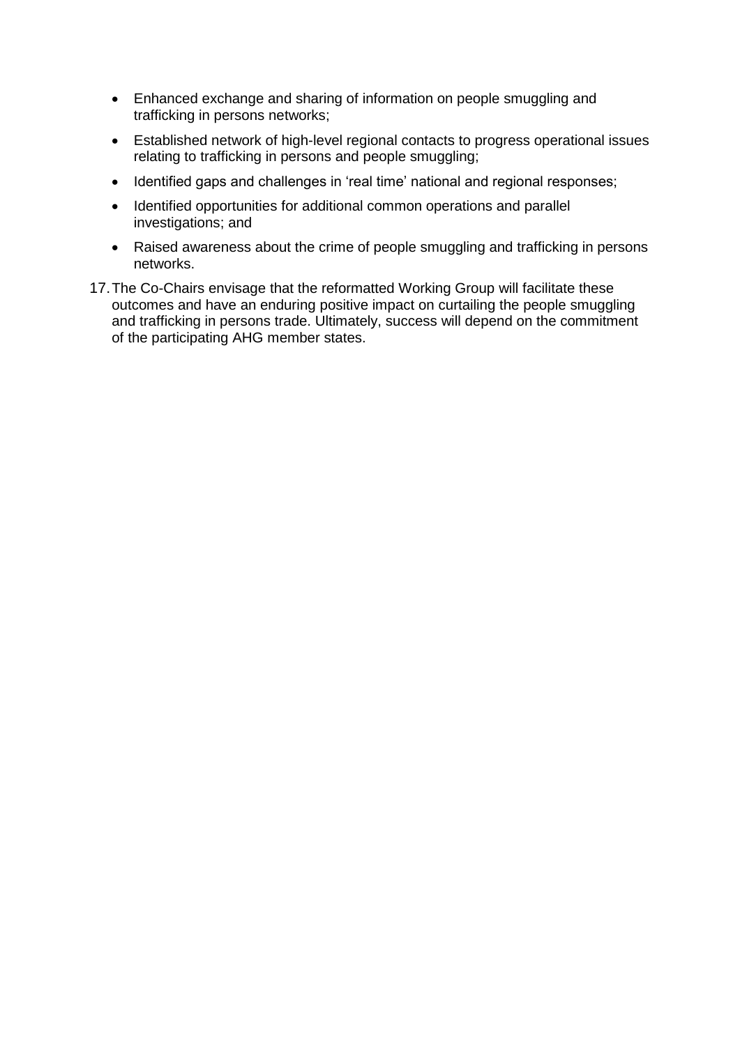- Enhanced exchange and sharing of information on people smuggling and trafficking in persons networks;
- Established network of high-level regional contacts to progress operational issues relating to trafficking in persons and people smuggling;
- Identified gaps and challenges in 'real time' national and regional responses;
- Identified opportunities for additional common operations and parallel investigations; and
- Raised awareness about the crime of people smuggling and trafficking in persons networks.

17. The Co-Chairs envisage that the reformatted Working Group will facilitate these outcomes and have an enduring positive impact on curtailing the people smuggling and trafficking in persons trade. Ultimately, success will depend on the commitment of the participating AHG member states.